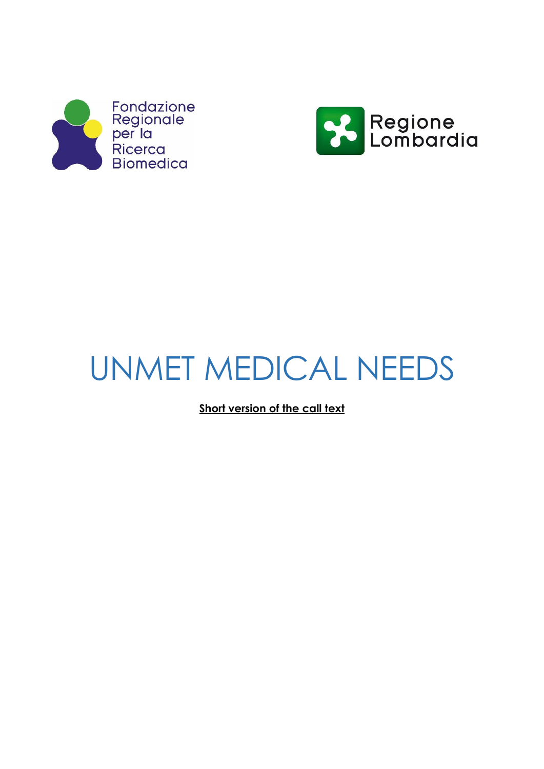Fondazione Regionale per la Ricerca Biomedica

Regione Lombardia

# UNMET MEDICAL NEEDS

**Short version of the call text**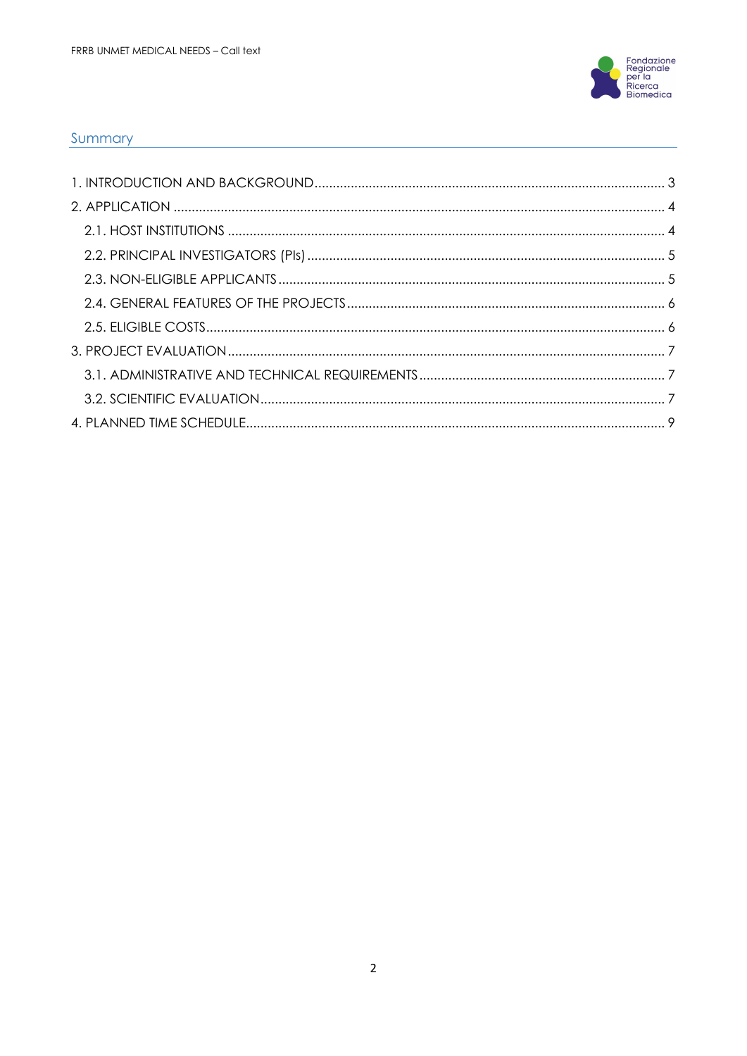## Summary

1. INTRODUCTION AND BACKGROUND ..... 3
2. APPLICATION ..... 4
   - 2.1. HOST INSTITUTIONS ..... 4
   - 2.2. PRINCIPAL INVESTIGATORS (PIs) ..... 5
   - 2.3. NON-ELIGIBLE APPLICANTS ..... 5
   - 2.4. GENERAL FEATURES OF THE PROJECTS ..... 6
   - 2.5. ELIGIBLE COSTS ..... 6
3. PROJECT EVALUATION ..... 7
   - 3.1. ADMINISTRATIVE AND TECHNICAL REQUIREMENTS ..... 7
   - 3.2. SCIENTIFIC EVALUATION ..... 7
4. PLANNED TIME SCHEDULE ..... 9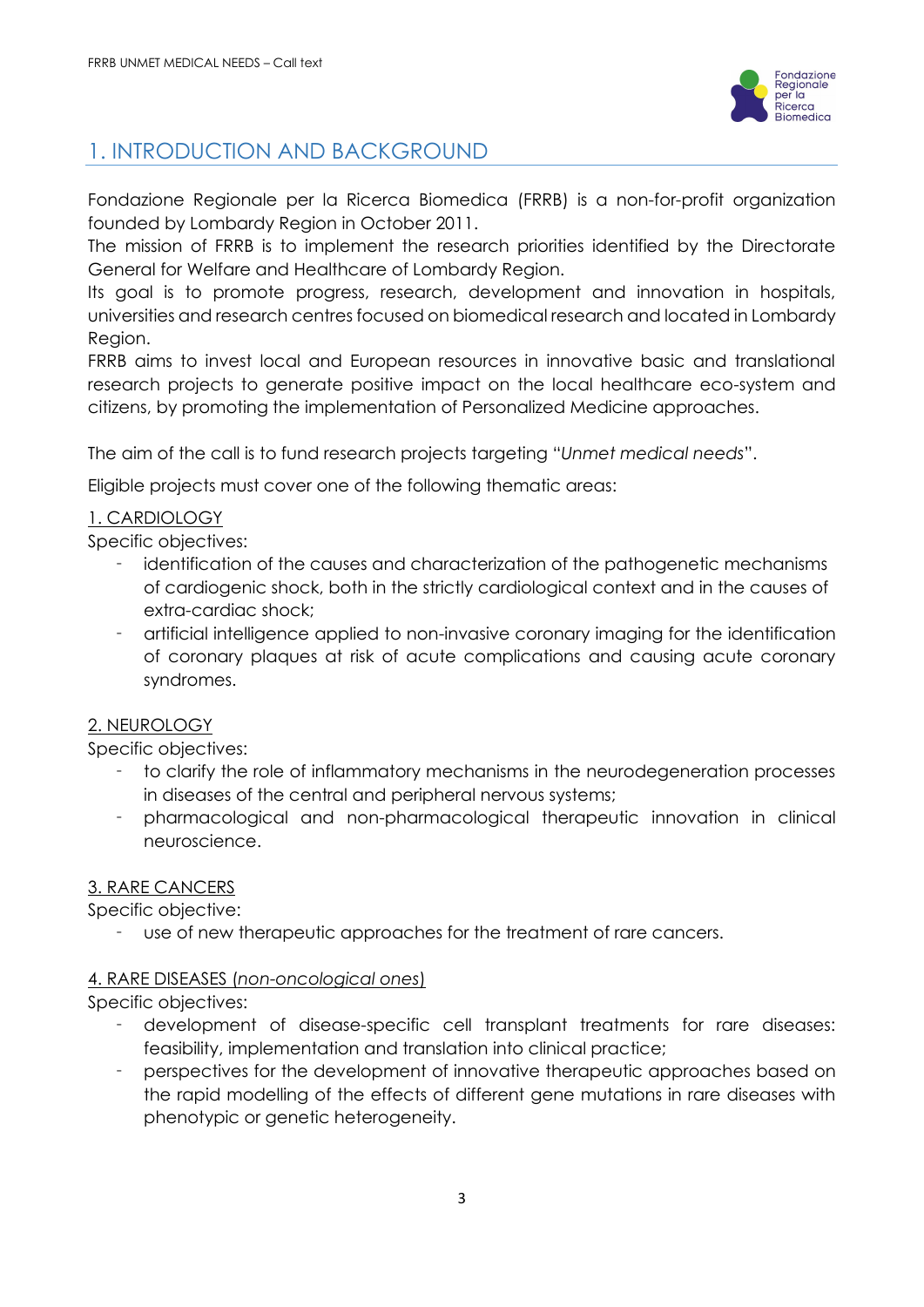# 1. INTRODUCTION AND BACKGROUND

Fondazione Regionale per la Ricerca Biomedica (FRRB) is a non-for-profit organization founded by Lombardy Region in October 2011.
The mission of FRRB is to implement the research priorities identified by the Directorate General for Welfare and Healthcare of Lombardy Region.
Its goal is to promote progress, research, development and innovation in hospitals, universities and research centres focused on biomedical research and located in Lombardy Region.
FRRB aims to invest local and European resources in innovative basic and translational research projects to generate positive impact on the local healthcare eco-system and citizens, by promoting the implementation of Personalized Medicine approaches.

The aim of the call is to fund research projects targeting "*Unmet medical needs*".

Eligible projects must cover one of the following thematic areas:

<u>1. CARDIOLOGY</u>

Specific objectives:

- identification of the causes and characterization of the pathogenetic mechanisms of cardiogenic shock, both in the strictly cardiological context and in the causes of extra-cardiac shock;
- artificial intelligence applied to non-invasive coronary imaging for the identification of coronary plaques at risk of acute complications and causing acute coronary syndromes.

<u>2. NEUROLOGY</u>

Specific objectives:

- to clarify the role of inflammatory mechanisms in the neurodegeneration processes in diseases of the central and peripheral nervous systems;
- pharmacological and non-pharmacological therapeutic innovation in clinical neuroscience.

<u>3. RARE CANCERS</u>

Specific objective:

- use of new therapeutic approaches for the treatment of rare cancers.

<u>4. RARE DISEASES (*non-oncological ones*)</u>

Specific objectives:

- development of disease-specific cell transplant treatments for rare diseases: feasibility, implementation and translation into clinical practice;
- perspectives for the development of innovative therapeutic approaches based on the rapid modelling of the effects of different gene mutations in rare diseases with phenotypic or genetic heterogeneity.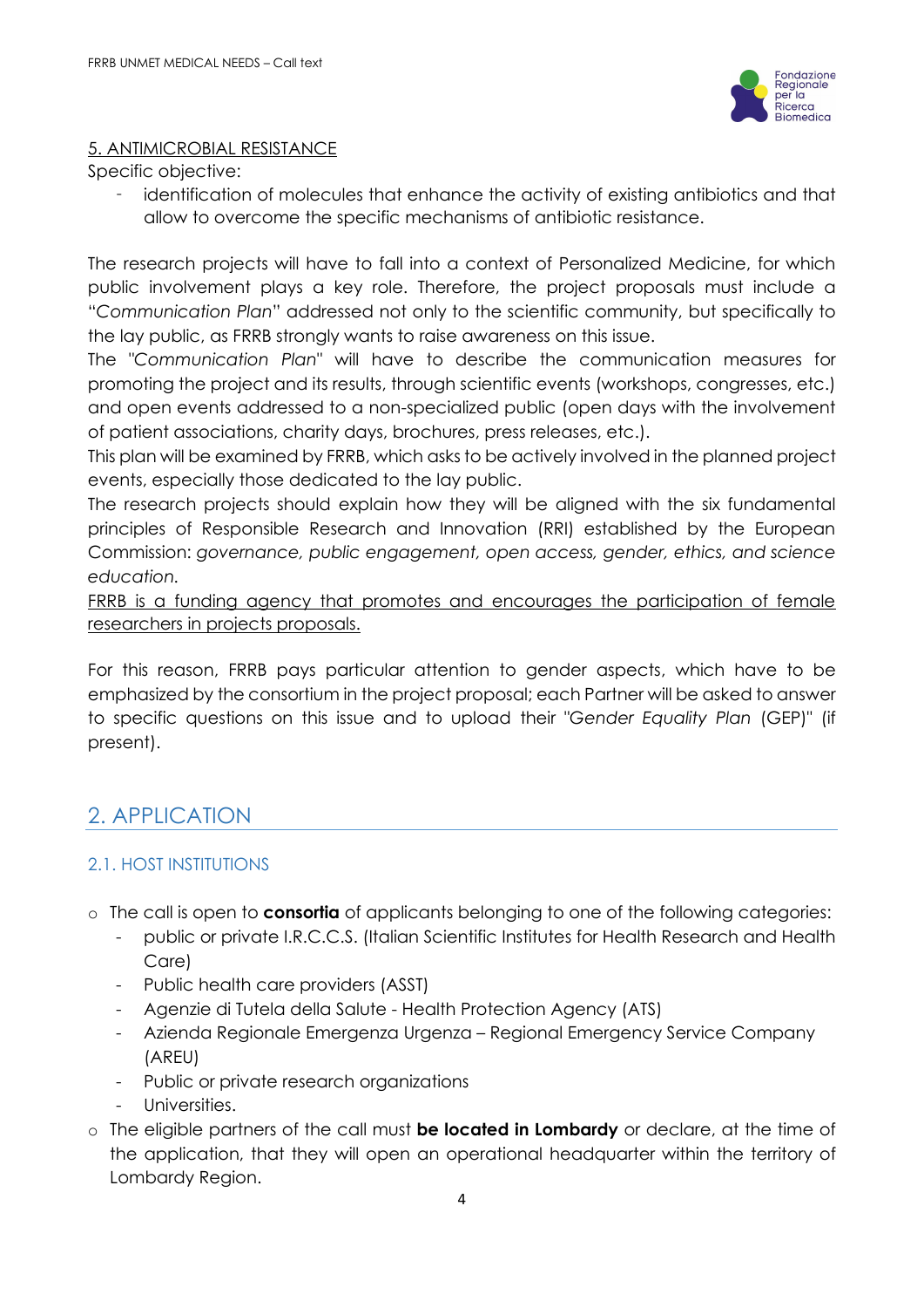5. ANTIMICROBIAL RESISTANCE

Specific objective:

- identification of molecules that enhance the activity of existing antibiotics and that allow to overcome the specific mechanisms of antibiotic resistance.

The research projects will have to fall into a context of Personalized Medicine, for which public involvement plays a key role. Therefore, the project proposals must include a "*Communication Plan*" addressed not only to the scientific community, but specifically to the lay public, as FRRB strongly wants to raise awareness on this issue.

The "*Communication Plan*" will have to describe the communication measures for promoting the project and its results, through scientific events (workshops, congresses, etc.) and open events addressed to a non-specialized public (open days with the involvement of patient associations, charity days, brochures, press releases, etc.).

This plan will be examined by FRRB, which asks to be actively involved in the planned project events, especially those dedicated to the lay public.

The research projects should explain how they will be aligned with the six fundamental principles of Responsible Research and Innovation (RRI) established by the European Commission: *governance, public engagement, open access, gender, ethics, and science education.*

FRRB is a funding agency that promotes and encourages the participation of female researchers in projects proposals.

For this reason, FRRB pays particular attention to gender aspects, which have to be emphasized by the consortium in the project proposal; each Partner will be asked to answer to specific questions on this issue and to upload their "*Gender Equality Plan* (GEP)" (if present).

## 2. APPLICATION

### 2.1. HOST INSTITUTIONS

- The call is open to **consortia** of applicants belonging to one of the following categories:
  - public or private I.R.C.C.S. (Italian Scientific Institutes for Health Research and Health Care)
  - Public health care providers (ASST)
  - Agenzie di Tutela della Salute - Health Protection Agency (ATS)
  - Azienda Regionale Emergenza Urgenza – Regional Emergency Service Company (AREU)
  - Public or private research organizations
  - Universities.
- The eligible partners of the call must **be located in Lombardy** or declare, at the time of the application, that they will open an operational headquarter within the territory of Lombardy Region.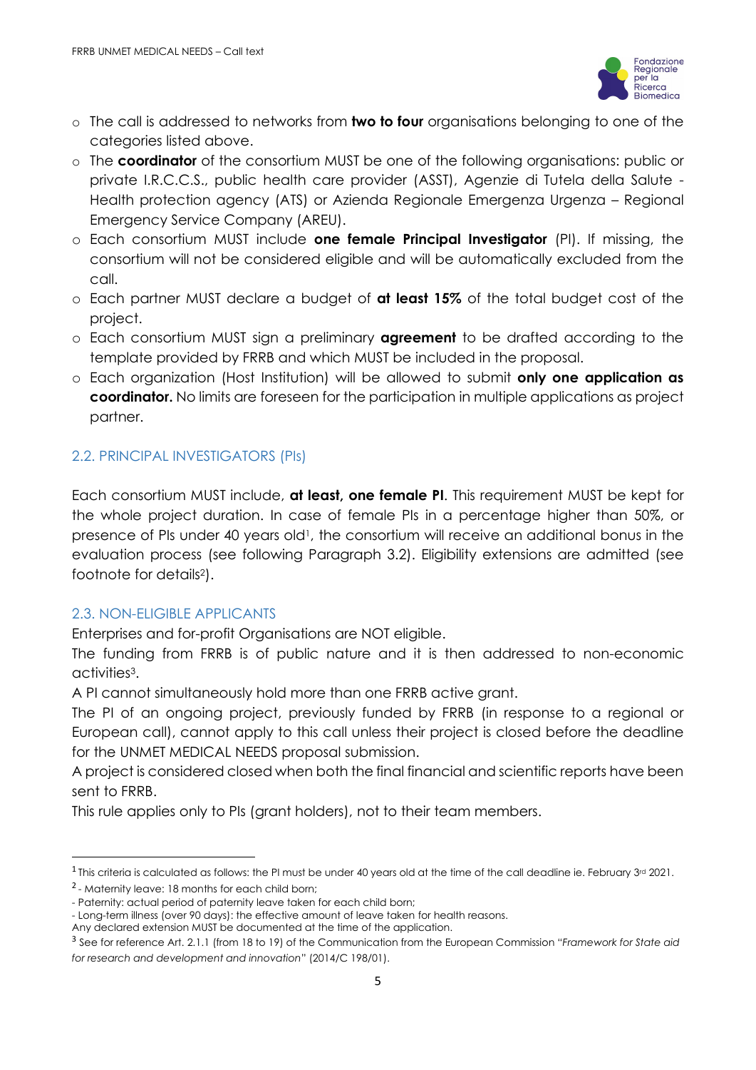- The call is addressed to networks from **two to four** organisations belonging to one of the categories listed above.
- The **coordinator** of the consortium MUST be one of the following organisations: public or private I.R.C.C.S., public health care provider (ASST), Agenzie di Tutela della Salute - Health protection agency (ATS) or Azienda Regionale Emergenza Urgenza – Regional Emergency Service Company (AREU).
- Each consortium MUST include **one female Principal Investigator** (PI). If missing, the consortium will not be considered eligible and will be automatically excluded from the call.
- Each partner MUST declare a budget of **at least 15%** of the total budget cost of the project.
- Each consortium MUST sign a preliminary **agreement** to be drafted according to the template provided by FRRB and which MUST be included in the proposal.
- Each organization (Host Institution) will be allowed to submit **only one application as coordinator.** No limits are foreseen for the participation in multiple applications as project partner.

## 2.2. PRINCIPAL INVESTIGATORS (PIs)

Each consortium MUST include, **at least, one female PI**. This requirement MUST be kept for the whole project duration. In case of female PIs in a percentage higher than 50%, or presence of PIs under 40 years old[1], the consortium will receive an additional bonus in the evaluation process (see following Paragraph 3.2). Eligibility extensions are admitted (see footnote for details[2]).

## 2.3. NON-ELIGIBLE APPLICANTS

Enterprises and for-profit Organisations are NOT eligible.

The funding from FRRB is of public nature and it is then addressed to non-economic activities[3].

A PI cannot simultaneously hold more than one FRRB active grant.

The PI of an ongoing project, previously funded by FRRB (in response to a regional or European call), cannot apply to this call unless their project is closed before the deadline for the UNMET MEDICAL NEEDS proposal submission.

A project is considered closed when both the final financial and scientific reports have been sent to FRRB.

This rule applies only to PIs (grant holders), not to their team members.

---

[1] This criteria is calculated as follows: the PI must be under 40 years old at the time of the call deadline ie. February 3rd 2021.

[2] - Maternity leave: 18 months for each child born;
- Paternity: actual period of paternity leave taken for each child born;
- Long-term illness (over 90 days): the effective amount of leave taken for health reasons.

Any declared extension MUST be documented at the time of the application.

[3] See for reference Art. 2.1.1 (from 18 to 19) of the Communication from the European Commission "*Framework for State aid for research and development and innovation*" (2014/C 198/01).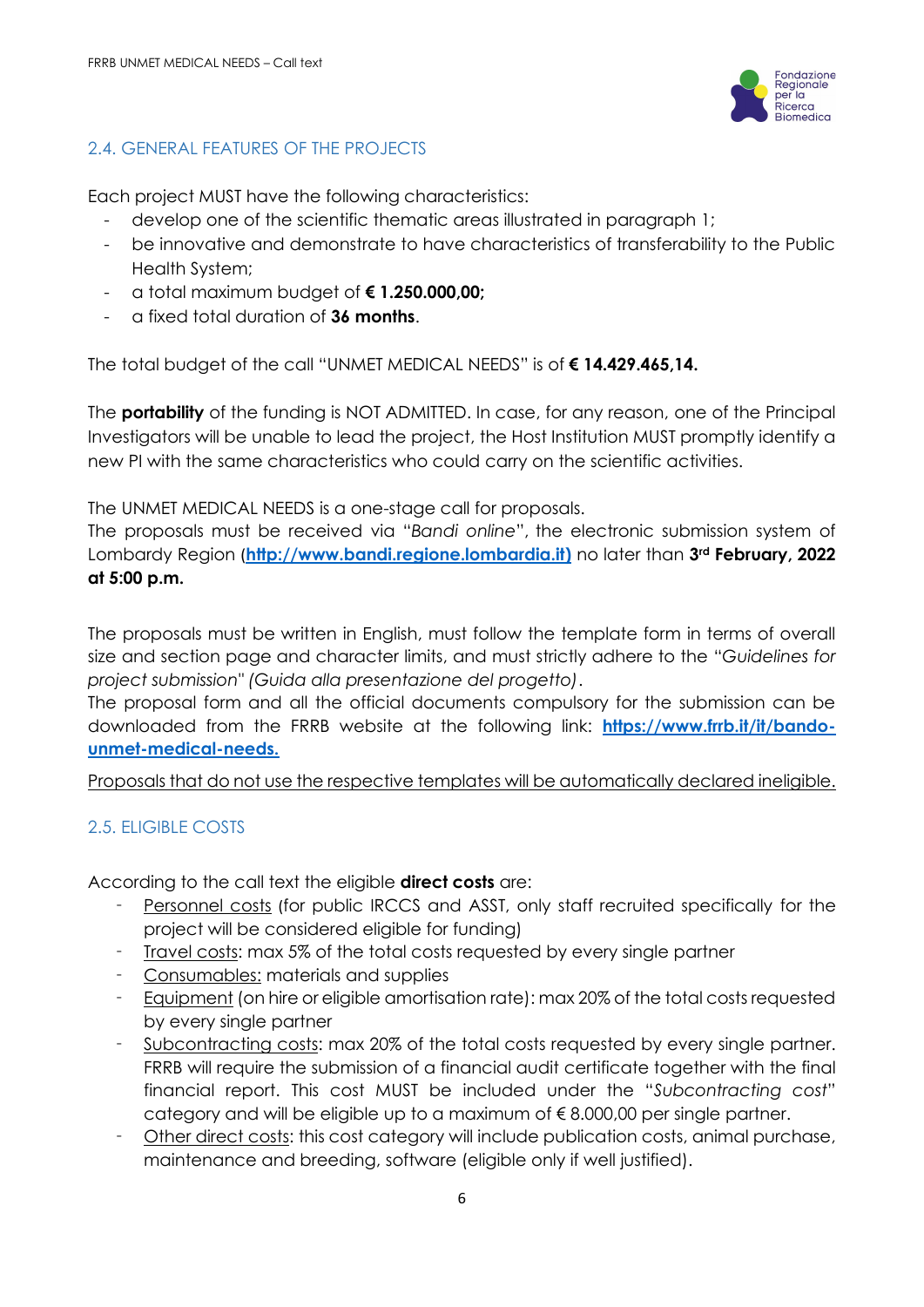## 2.4. GENERAL FEATURES OF THE PROJECTS

Each project MUST have the following characteristics:

- develop one of the scientific thematic areas illustrated in paragraph 1;
- be innovative and demonstrate to have characteristics of transferability to the Public Health System;
- a total maximum budget of **€ 1.250.000,00;**
- a fixed total duration of **36 months**.

The total budget of the call "UNMET MEDICAL NEEDS" is of **€ 14.429.465,14.**

The **portability** of the funding is NOT ADMITTED. In case, for any reason, one of the Principal Investigators will be unable to lead the project, the Host Institution MUST promptly identify a new PI with the same characteristics who could carry on the scientific activities.

The UNMET MEDICAL NEEDS is a one-stage call for proposals.
The proposals must be received via "*Bandi online*", the electronic submission system of Lombardy Region (**http://www.bandi.regione.lombardia.it)** no later than **3rd February, 2022 at 5:00 p.m.**

The proposals must be written in English, must follow the template form in terms of overall size and section page and character limits, and must strictly adhere to the "*Guidelines for project submission*" *(Guida alla presentazione del progetto)*.
The proposal form and all the official documents compulsory for the submission can be downloaded from the FRRB website at the following link: **https://www.frrb.it/it/bando-unmet-medical-needs.**

Proposals that do not use the respective templates will be automatically declared ineligible.

## 2.5. ELIGIBLE COSTS

According to the call text the eligible **direct costs** are:

- Personnel costs (for public IRCCS and ASST, only staff recruited specifically for the project will be considered eligible for funding)
- Travel costs: max 5% of the total costs requested by every single partner
- Consumables: materials and supplies
- Equipment (on hire or eligible amortisation rate): max 20% of the total costs requested by every single partner
- Subcontracting costs: max 20% of the total costs requested by every single partner. FRRB will require the submission of a financial audit certificate together with the final financial report. This cost MUST be included under the "*Subcontracting cost*" category and will be eligible up to a maximum of € 8.000,00 per single partner.
- Other direct costs: this cost category will include publication costs, animal purchase, maintenance and breeding, software (eligible only if well justified).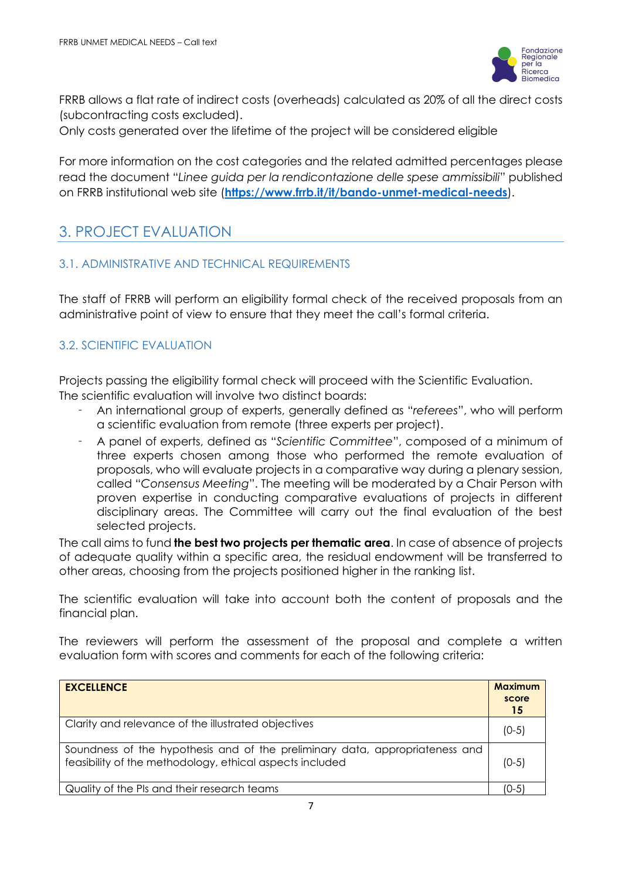FRRB allows a flat rate of indirect costs (overheads) calculated as 20% of all the direct costs (subcontracting costs excluded).
Only costs generated over the lifetime of the project will be considered eligible

For more information on the cost categories and the related admitted percentages please read the document "*Linee guida per la rendicontazione delle spese ammissibili*" published on FRRB institutional web site (**https://www.frrb.it/it/bando-unmet-medical-needs**).

## 3. PROJECT EVALUATION

### 3.1. ADMINISTRATIVE AND TECHNICAL REQUIREMENTS

The staff of FRRB will perform an eligibility formal check of the received proposals from an administrative point of view to ensure that they meet the call's formal criteria.

### 3.2. SCIENTIFIC EVALUATION

Projects passing the eligibility formal check will proceed with the Scientific Evaluation.
The scientific evaluation will involve two distinct boards:

- An international group of experts, generally defined as "*referees*", who will perform a scientific evaluation from remote (three experts per project).
- A panel of experts, defined as "*Scientific Committee*", composed of a minimum of three experts chosen among those who performed the remote evaluation of proposals, who will evaluate projects in a comparative way during a plenary session, called "*Consensus Meeting*". The meeting will be moderated by a Chair Person with proven expertise in conducting comparative evaluations of projects in different disciplinary areas. The Committee will carry out the final evaluation of the best selected projects.

The call aims to fund **the best two projects per thematic area**. In case of absence of projects of adequate quality within a specific area, the residual endowment will be transferred to other areas, choosing from the projects positioned higher in the ranking list.

The scientific evaluation will take into account both the content of proposals and the financial plan.

The reviewers will perform the assessment of the proposal and complete a written evaluation form with scores and comments for each of the following criteria:

| **EXCELLENCE** | **Maximum score 15** |
|---|---|
| Clarity and relevance of the illustrated objectives | (0-5) |
| Soundness of the hypothesis and of the preliminary data, appropriateness and feasibility of the methodology, ethical aspects included | (0-5) |
| Quality of the PIs and their research teams | (0-5) |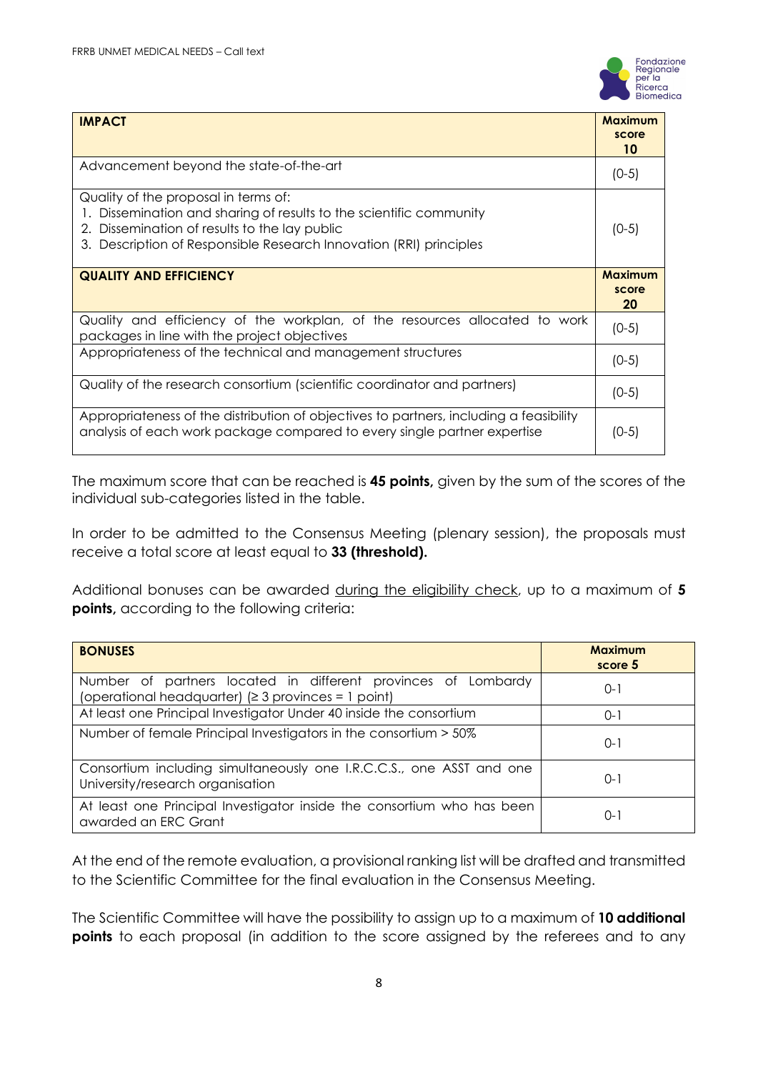| **IMPACT** | **Maximum score 10** |
|---|---|
| Advancement beyond the state-of-the-art | (0-5) |
| Quality of the proposal in terms of:<br>1. Dissemination and sharing of results to the scientific community<br>2. Dissemination of results to the lay public<br>3. Description of Responsible Research Innovation (RRI) principles | (0-5) |
| **QUALITY AND EFFICIENCY** | **Maximum score 20** |
| Quality and efficiency of the workplan, of the resources allocated to work packages in line with the project objectives | (0-5) |
| Appropriateness of the technical and management structures | (0-5) |
| Quality of the research consortium (scientific coordinator and partners) | (0-5) |
| Appropriateness of the distribution of objectives to partners, including a feasibility analysis of each work package compared to every single partner expertise | (0-5) |

The maximum score that can be reached is **45 points,** given by the sum of the scores of the individual sub-categories listed in the table.

In order to be admitted to the Consensus Meeting (plenary session), the proposals must receive a total score at least equal to **33 (threshold).**

Additional bonuses can be awarded during the eligibility check, up to a maximum of **5 points,** according to the following criteria:

| **BONUSES** | **Maximum score 5** |
|---|---|
| Number of partners located in different provinces of Lombardy (operational headquarter) (≥ 3 provinces = 1 point) | 0-1 |
| At least one Principal Investigator Under 40 inside the consortium | 0-1 |
| Number of female Principal Investigators in the consortium > 50% | 0-1 |
| Consortium including simultaneously one I.R.C.C.S., one ASST and one University/research organisation | 0-1 |
| At least one Principal Investigator inside the consortium who has been awarded an ERC Grant | 0-1 |

At the end of the remote evaluation, a provisional ranking list will be drafted and transmitted to the Scientific Committee for the final evaluation in the Consensus Meeting.

The Scientific Committee will have the possibility to assign up to a maximum of **10 additional points** to each proposal (in addition to the score assigned by the referees and to any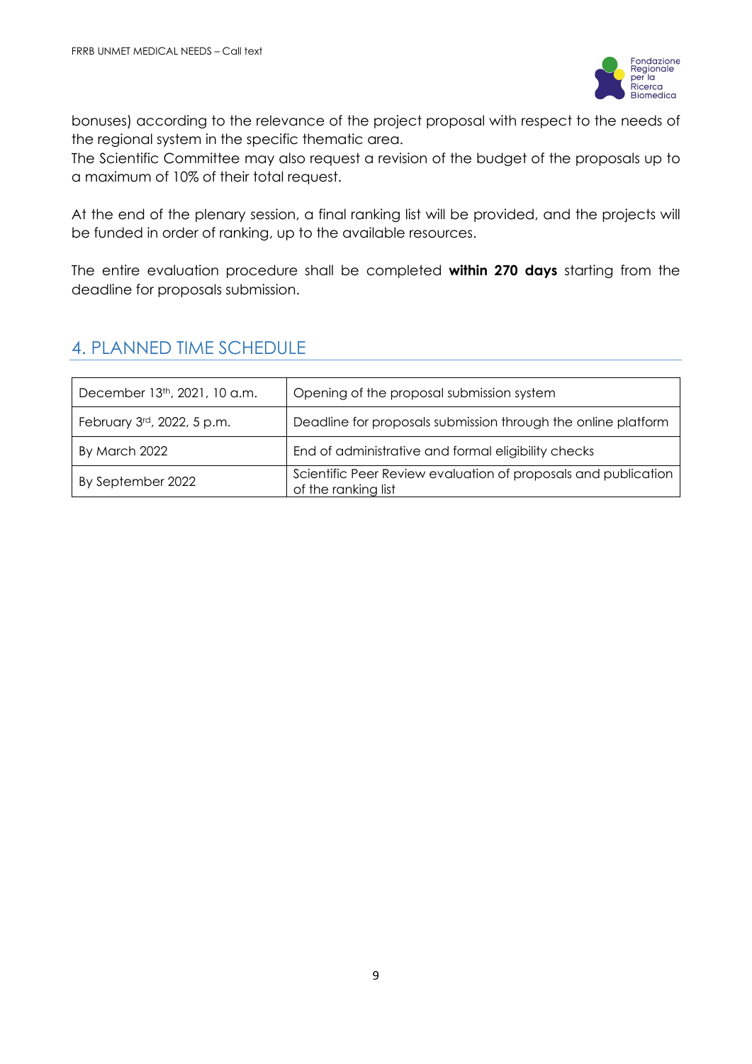bonuses) according to the relevance of the project proposal with respect to the needs of the regional system in the specific thematic area.
The Scientific Committee may also request a revision of the budget of the proposals up to a maximum of 10% of their total request.

At the end of the plenary session, a final ranking list will be provided, and the projects will be funded in order of ranking, up to the available resources.

The entire evaluation procedure shall be completed **within 270 days** starting from the deadline for proposals submission.

## 4. PLANNED TIME SCHEDULE

| | |
|---|---|
| December 13th, 2021, 10 a.m. | Opening of the proposal submission system |
| February 3rd, 2022, 5 p.m. | Deadline for proposals submission through the online platform |
| By March 2022 | End of administrative and formal eligibility checks |
| By September 2022 | Scientific Peer Review evaluation of proposals and publication of the ranking list |